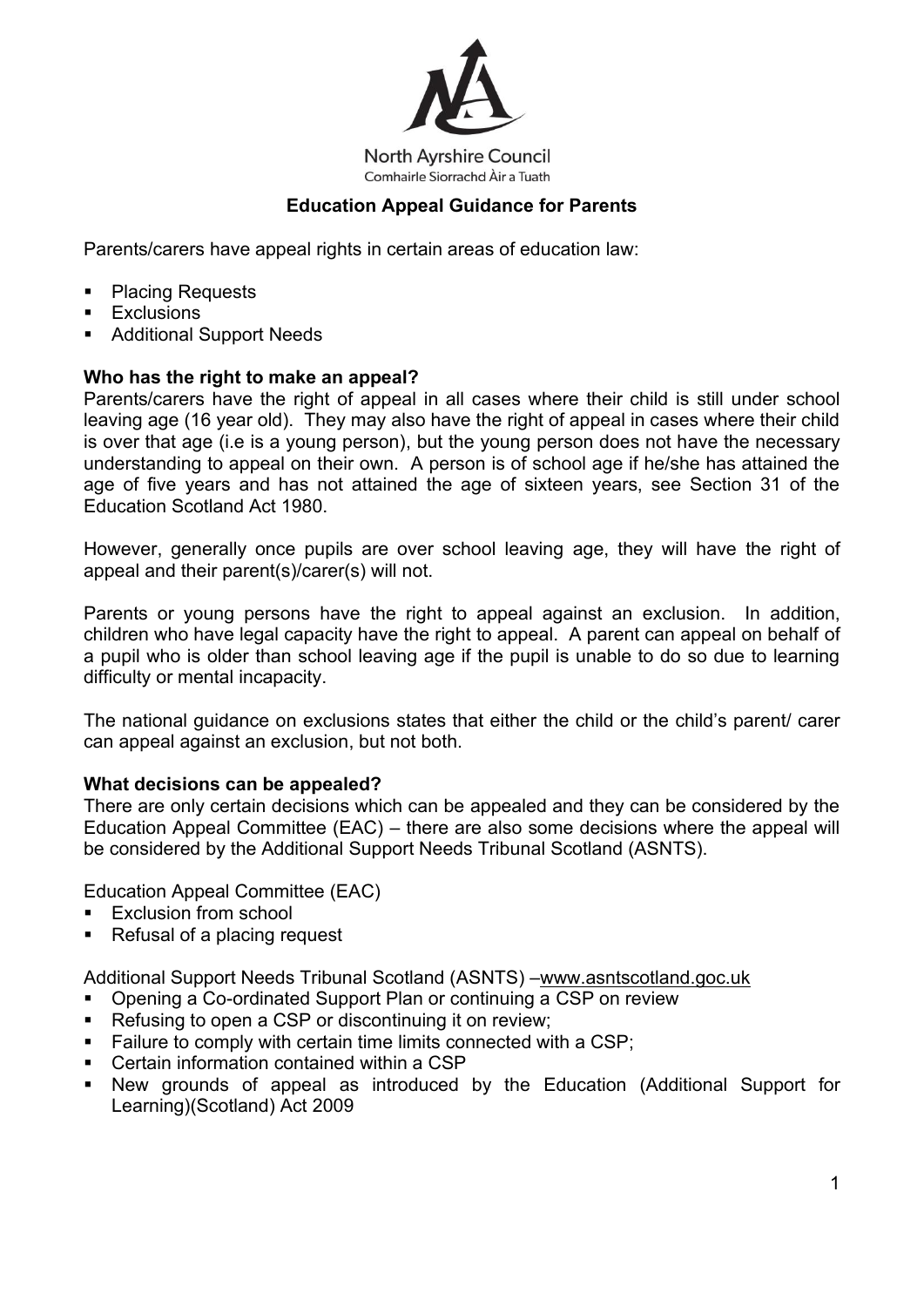North Ayrshire Council
Comhairle Siorrachd Àir a Tuath

# Education Appeal Guidance for Parents

Parents/carers have appeal rights in certain areas of education law:

- Placing Requests
- Exclusions
- Additional Support Needs

## Who has the right to make an appeal?

Parents/carers have the right of appeal in all cases where their child is still under school leaving age (16 year old). They may also have the right of appeal in cases where their child is over that age (i.e is a young person), but the young person does not have the necessary understanding to appeal on their own. A person is of school age if he/she has attained the age of five years and has not attained the age of sixteen years, see Section 31 of the Education Scotland Act 1980.

However, generally once pupils are over school leaving age, they will have the right of appeal and their parent(s)/carer(s) will not.

Parents or young persons have the right to appeal against an exclusion. In addition, children who have legal capacity have the right to appeal. A parent can appeal on behalf of a pupil who is older than school leaving age if the pupil is unable to do so due to learning difficulty or mental incapacity.

The national guidance on exclusions states that either the child or the child's parent/ carer can appeal against an exclusion, but not both.

## What decisions can be appealed?

There are only certain decisions which can be appealed and they can be considered by the Education Appeal Committee (EAC) – there are also some decisions where the appeal will be considered by the Additional Support Needs Tribunal Scotland (ASNTS).

Education Appeal Committee (EAC)

- Exclusion from school
- Refusal of a placing request

Additional Support Needs Tribunal Scotland (ASNTS) –www.asntscotland.goc.uk

- Opening a Co-ordinated Support Plan or continuing a CSP on review
- Refusing to open a CSP or discontinuing it on review;
- Failure to comply with certain time limits connected with a CSP;
- Certain information contained within a CSP
- New grounds of appeal as introduced by the Education (Additional Support for Learning)(Scotland) Act 2009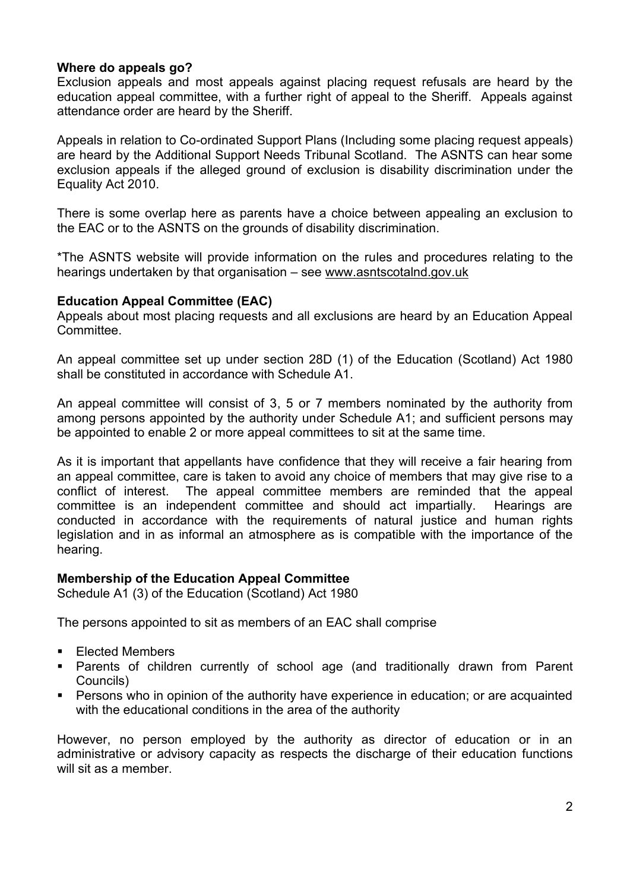**Where do appeals go?**
Exclusion appeals and most appeals against placing request refusals are heard by the education appeal committee, with a further right of appeal to the Sheriff. Appeals against attendance order are heard by the Sheriff.

Appeals in relation to Co-ordinated Support Plans (Including some placing request appeals) are heard by the Additional Support Needs Tribunal Scotland. The ASNTS can hear some exclusion appeals if the alleged ground of exclusion is disability discrimination under the Equality Act 2010.

There is some overlap here as parents have a choice between appealing an exclusion to the EAC or to the ASNTS on the grounds of disability discrimination.

*The ASNTS website will provide information on the rules and procedures relating to the hearings undertaken by that organisation – see www.asntscotalnd.gov.uk

**Education Appeal Committee (EAC)**
Appeals about most placing requests and all exclusions are heard by an Education Appeal Committee.

An appeal committee set up under section 28D (1) of the Education (Scotland) Act 1980 shall be constituted in accordance with Schedule A1.

An appeal committee will consist of 3, 5 or 7 members nominated by the authority from among persons appointed by the authority under Schedule A1; and sufficient persons may be appointed to enable 2 or more appeal committees to sit at the same time.

As it is important that appellants have confidence that they will receive a fair hearing from an appeal committee, care is taken to avoid any choice of members that may give rise to a conflict of interest. The appeal committee members are reminded that the appeal committee is an independent committee and should act impartially. Hearings are conducted in accordance with the requirements of natural justice and human rights legislation and in as informal an atmosphere as is compatible with the importance of the hearing.

**Membership of the Education Appeal Committee**
Schedule A1 (3) of the Education (Scotland) Act 1980

The persons appointed to sit as members of an EAC shall comprise

- Elected Members
- Parents of children currently of school age (and traditionally drawn from Parent Councils)
- Persons who in opinion of the authority have experience in education; or are acquainted with the educational conditions in the area of the authority

However, no person employed by the authority as director of education or in an administrative or advisory capacity as respects the discharge of their education functions will sit as a member.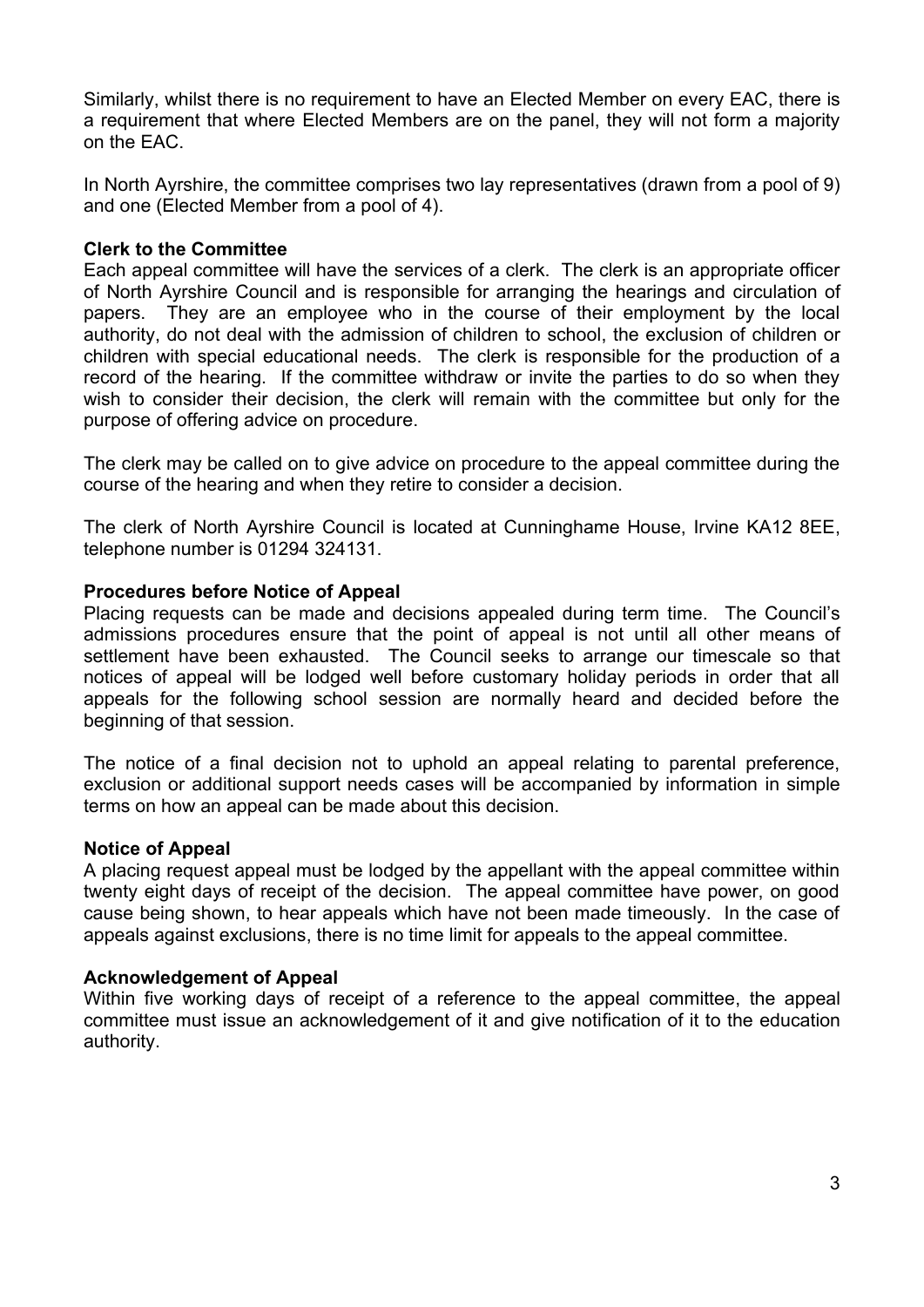Similarly, whilst there is no requirement to have an Elected Member on every EAC, there is a requirement that where Elected Members are on the panel, they will not form a majority on the EAC.

In North Ayrshire, the committee comprises two lay representatives (drawn from a pool of 9) and one (Elected Member from a pool of 4).

**Clerk to the Committee**

Each appeal committee will have the services of a clerk. The clerk is an appropriate officer of North Ayrshire Council and is responsible for arranging the hearings and circulation of papers. They are an employee who in the course of their employment by the local authority, do not deal with the admission of children to school, the exclusion of children or children with special educational needs. The clerk is responsible for the production of a record of the hearing. If the committee withdraw or invite the parties to do so when they wish to consider their decision, the clerk will remain with the committee but only for the purpose of offering advice on procedure.

The clerk may be called on to give advice on procedure to the appeal committee during the course of the hearing and when they retire to consider a decision.

The clerk of North Ayrshire Council is located at Cunninghame House, Irvine KA12 8EE, telephone number is 01294 324131.

**Procedures before Notice of Appeal**

Placing requests can be made and decisions appealed during term time. The Council's admissions procedures ensure that the point of appeal is not until all other means of settlement have been exhausted. The Council seeks to arrange our timescale so that notices of appeal will be lodged well before customary holiday periods in order that all appeals for the following school session are normally heard and decided before the beginning of that session.

The notice of a final decision not to uphold an appeal relating to parental preference, exclusion or additional support needs cases will be accompanied by information in simple terms on how an appeal can be made about this decision.

**Notice of Appeal**

A placing request appeal must be lodged by the appellant with the appeal committee within twenty eight days of receipt of the decision. The appeal committee have power, on good cause being shown, to hear appeals which have not been made timeously. In the case of appeals against exclusions, there is no time limit for appeals to the appeal committee.

**Acknowledgement of Appeal**

Within five working days of receipt of a reference to the appeal committee, the appeal committee must issue an acknowledgement of it and give notification of it to the education authority.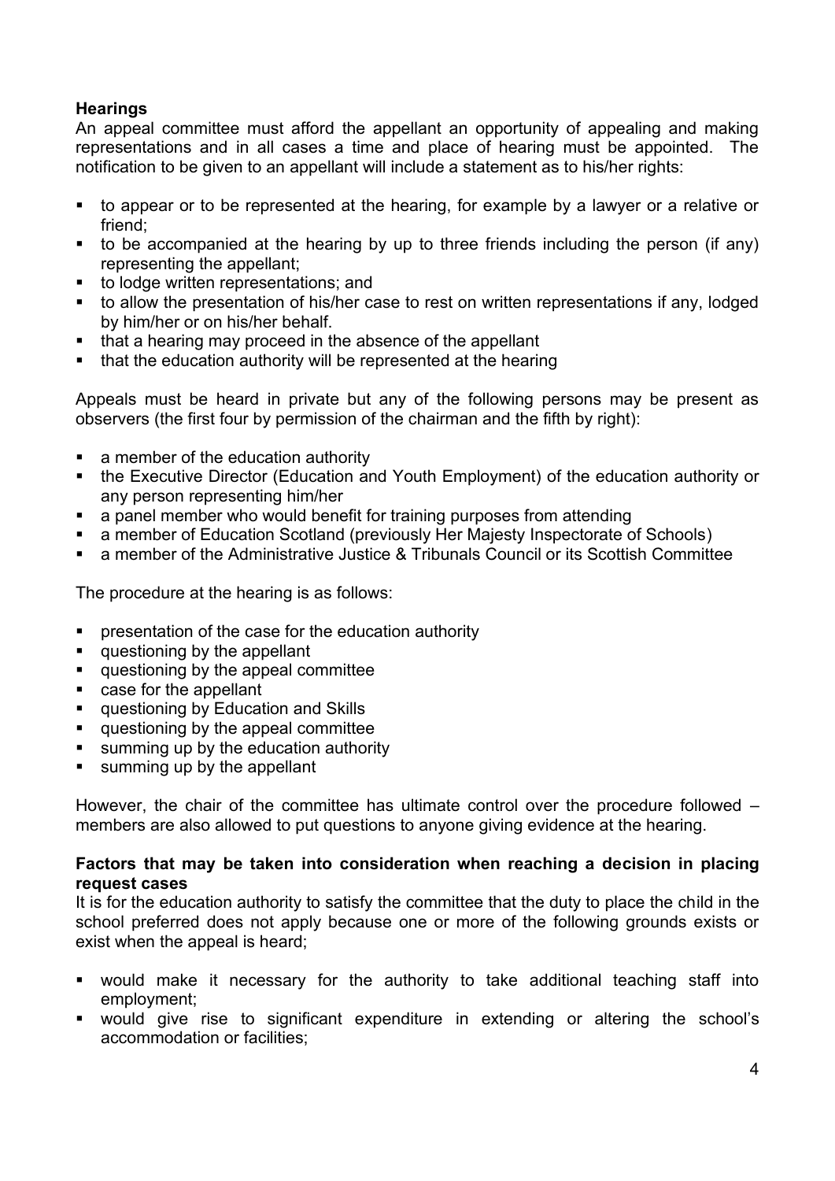**Hearings**

An appeal committee must afford the appellant an opportunity of appealing and making representations and in all cases a time and place of hearing must be appointed. The notification to be given to an appellant will include a statement as to his/her rights:

- to appear or to be represented at the hearing, for example by a lawyer or a relative or friend;
- to be accompanied at the hearing by up to three friends including the person (if any) representing the appellant;
- to lodge written representations; and
- to allow the presentation of his/her case to rest on written representations if any, lodged by him/her or on his/her behalf.
- that a hearing may proceed in the absence of the appellant
- that the education authority will be represented at the hearing

Appeals must be heard in private but any of the following persons may be present as observers (the first four by permission of the chairman and the fifth by right):

- a member of the education authority
- the Executive Director (Education and Youth Employment) of the education authority or any person representing him/her
- a panel member who would benefit for training purposes from attending
- a member of Education Scotland (previously Her Majesty Inspectorate of Schools)
- a member of the Administrative Justice & Tribunals Council or its Scottish Committee

The procedure at the hearing is as follows:

- presentation of the case for the education authority
- questioning by the appellant
- questioning by the appeal committee
- case for the appellant
- questioning by Education and Skills
- questioning by the appeal committee
- summing up by the education authority
- summing up by the appellant

However, the chair of the committee has ultimate control over the procedure followed – members are also allowed to put questions to anyone giving evidence at the hearing.

**Factors that may be taken into consideration when reaching a decision in placing request cases**

It is for the education authority to satisfy the committee that the duty to place the child in the school preferred does not apply because one or more of the following grounds exists or exist when the appeal is heard;

- would make it necessary for the authority to take additional teaching staff into employment;
- would give rise to significant expenditure in extending or altering the school's accommodation or facilities;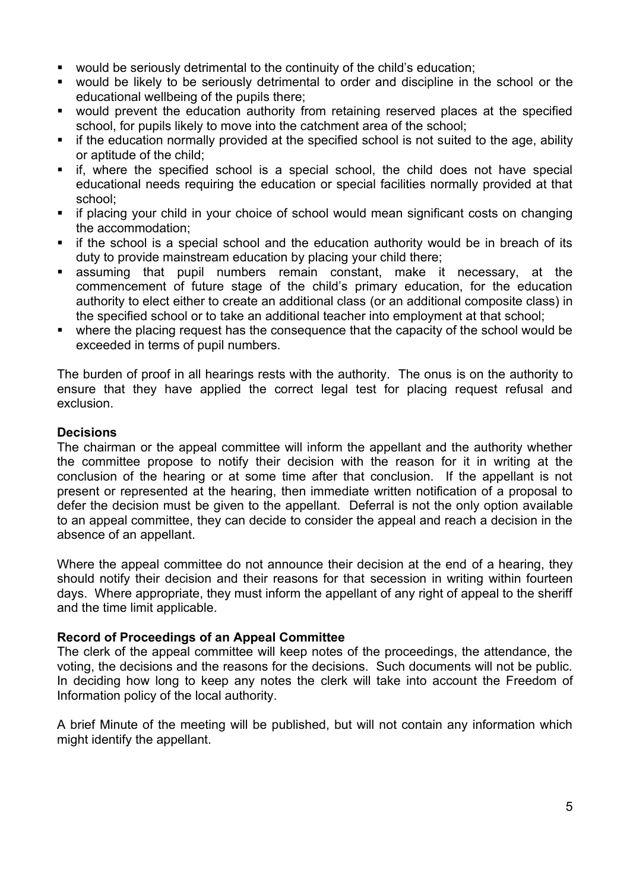- would be seriously detrimental to the continuity of the child's education;
- would be likely to be seriously detrimental to order and discipline in the school or the educational wellbeing of the pupils there;
- would prevent the education authority from retaining reserved places at the specified school, for pupils likely to move into the catchment area of the school;
- if the education normally provided at the specified school is not suited to the age, ability or aptitude of the child;
- if, where the specified school is a special school, the child does not have special educational needs requiring the education or special facilities normally provided at that school;
- if placing your child in your choice of school would mean significant costs on changing the accommodation;
- if the school is a special school and the education authority would be in breach of its duty to provide mainstream education by placing your child there;
- assuming that pupil numbers remain constant, make it necessary, at the commencement of future stage of the child's primary education, for the education authority to elect either to create an additional class (or an additional composite class) in the specified school or to take an additional teacher into employment at that school;
- where the placing request has the consequence that the capacity of the school would be exceeded in terms of pupil numbers.

The burden of proof in all hearings rests with the authority. The onus is on the authority to ensure that they have applied the correct legal test for placing request refusal and exclusion.

**Decisions**

The chairman or the appeal committee will inform the appellant and the authority whether the committee propose to notify their decision with the reason for it in writing at the conclusion of the hearing or at some time after that conclusion. If the appellant is not present or represented at the hearing, then immediate written notification of a proposal to defer the decision must be given to the appellant. Deferral is not the only option available to an appeal committee, they can decide to consider the appeal and reach a decision in the absence of an appellant.

Where the appeal committee do not announce their decision at the end of a hearing, they should notify their decision and their reasons for that secession in writing within fourteen days. Where appropriate, they must inform the appellant of any right of appeal to the sheriff and the time limit applicable.

**Record of Proceedings of an Appeal Committee**

The clerk of the appeal committee will keep notes of the proceedings, the attendance, the voting, the decisions and the reasons for the decisions. Such documents will not be public. In deciding how long to keep any notes the clerk will take into account the Freedom of Information policy of the local authority.

A brief Minute of the meeting will be published, but will not contain any information which might identify the appellant.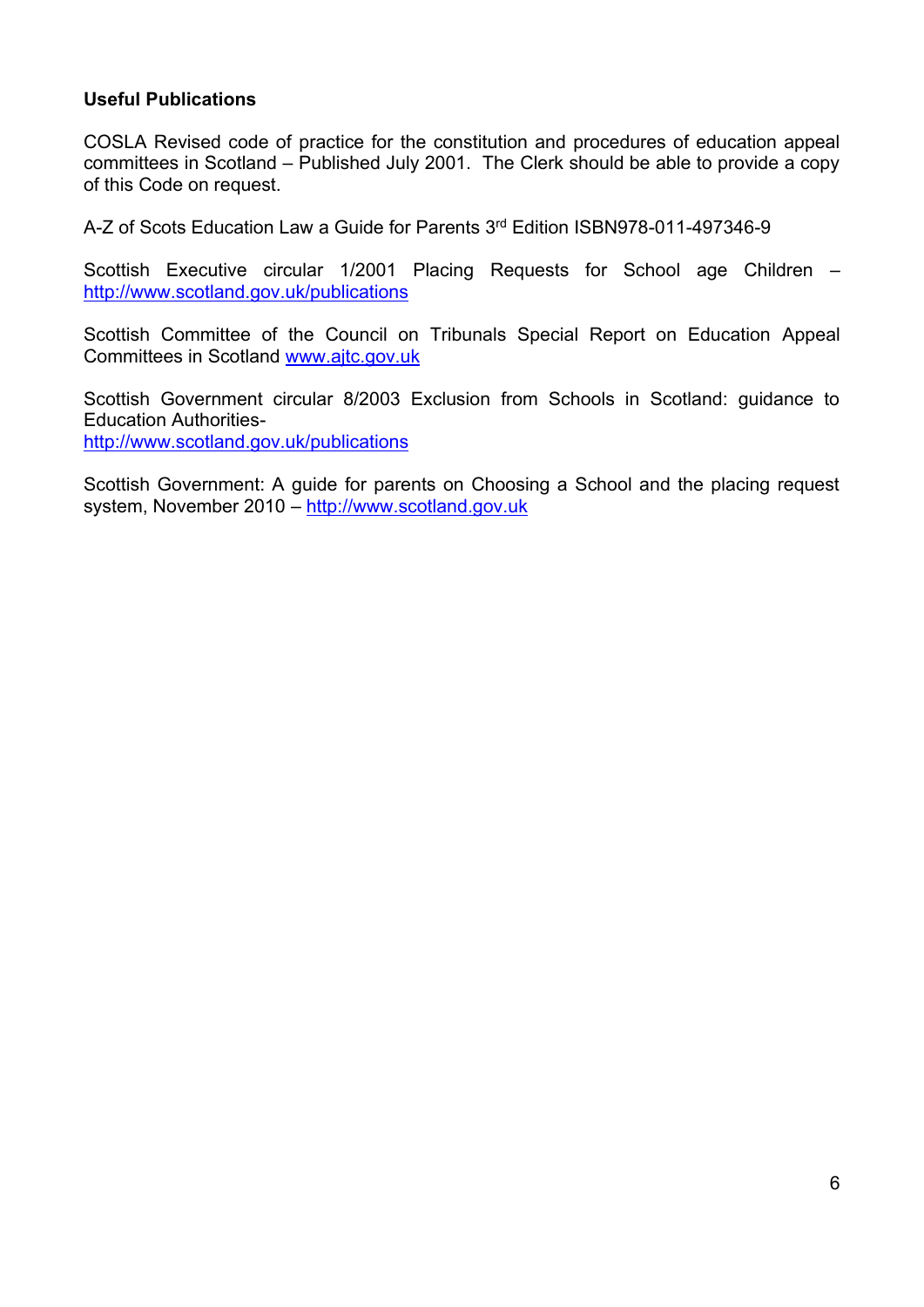**Useful Publications**

COSLA Revised code of practice for the constitution and procedures of education appeal committees in Scotland – Published July 2001. The Clerk should be able to provide a copy of this Code on request.

A-Z of Scots Education Law a Guide for Parents 3rd Edition ISBN978-011-497346-9

Scottish Executive circular 1/2001 Placing Requests for School age Children – http://www.scotland.gov.uk/publications

Scottish Committee of the Council on Tribunals Special Report on Education Appeal Committees in Scotland www.ajtc.gov.uk

Scottish Government circular 8/2003 Exclusion from Schools in Scotland: guidance to Education Authorities-
http://www.scotland.gov.uk/publications

Scottish Government: A guide for parents on Choosing a School and the placing request system, November 2010 – http://www.scotland.gov.uk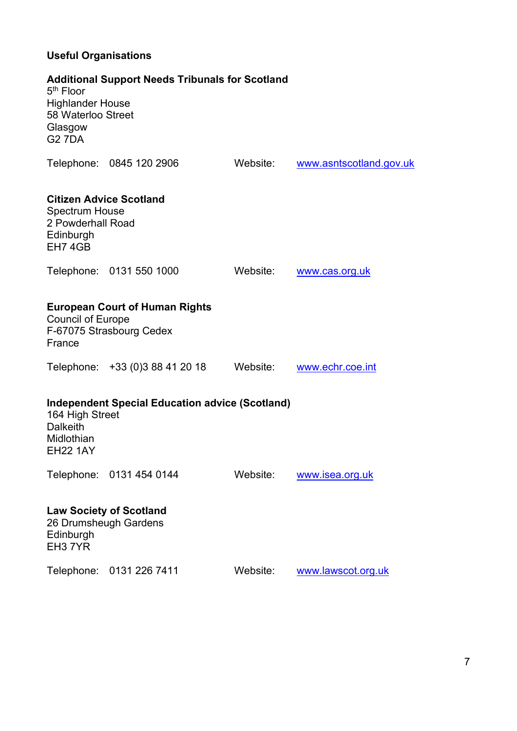## Useful Organisations

### Additional Support Needs Tribunals for Scotland

5th Floor
Highlander House
58 Waterloo Street
Glasgow
G2 7DA

Telephone: 0845 120 2906 Website: www.asntscotland.gov.uk

### Citizen Advice Scotland

Spectrum House
2 Powderhall Road
Edinburgh
EH7 4GB

Telephone: 0131 550 1000 Website: www.cas.org.uk

### European Court of Human Rights

Council of Europe
F-67075 Strasbourg Cedex
France

Telephone: +33 (0)3 88 41 20 18 Website: www.echr.coe.int

### Independent Special Education advice (Scotland)

164 High Street
Dalkeith
Midlothian
EH22 1AY

Telephone: 0131 454 0144 Website: www.isea.org.uk

### Law Society of Scotland

26 Drumsheugh Gardens
Edinburgh
EH3 7YR

Telephone: 0131 226 7411 Website: www.lawscot.org.uk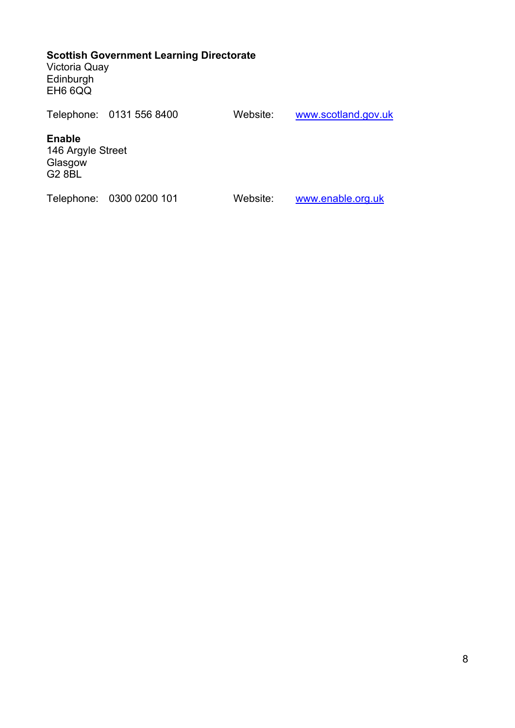**Scottish Government Learning Directorate**
Victoria Quay
Edinburgh
EH6 6QQ

Telephone: 0131 556 8400 Website: www.scotland.gov.uk

**Enable**
146 Argyle Street
Glasgow
G2 8BL

Telephone: 0300 0200 101 Website: www.enable.org.uk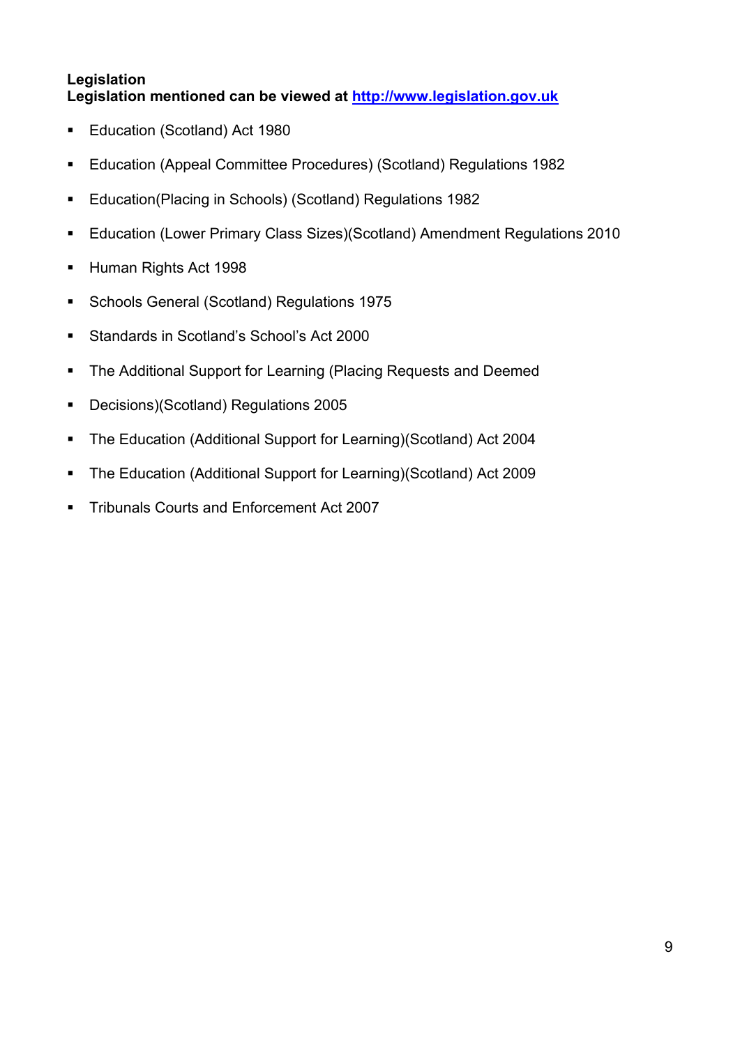**Legislation**
**Legislation mentioned can be viewed at [http://www.legislation.gov.uk](http://www.legislation.gov.uk)**

- Education (Scotland) Act 1980
- Education (Appeal Committee Procedures) (Scotland) Regulations 1982
- Education(Placing in Schools) (Scotland) Regulations 1982
- Education (Lower Primary Class Sizes)(Scotland) Amendment Regulations 2010
- Human Rights Act 1998
- Schools General (Scotland) Regulations 1975
- Standards in Scotland's School's Act 2000
- The Additional Support for Learning (Placing Requests and Deemed
- Decisions)(Scotland) Regulations 2005
- The Education (Additional Support for Learning)(Scotland) Act 2004
- The Education (Additional Support for Learning)(Scotland) Act 2009
- Tribunals Courts and Enforcement Act 2007